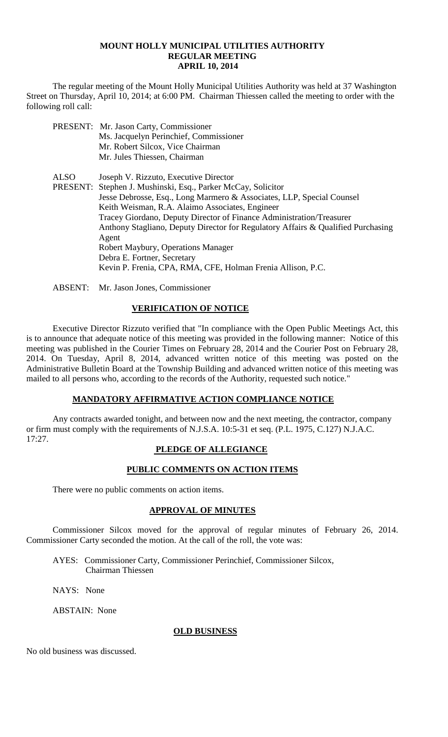# MOUNT HOLLY MUNICIPAL UTILITIES AUTHORITY
## REGULAR MEETING
## APRIL 10, 2014

The regular meeting of the Mount Holly Municipal Utilities Authority was held at 37 Washington Street on Thursday, April 10, 2014; at 6:00 PM. Chairman Thiessen called the meeting to order with the following roll call:

PRESENT: Mr. Jason Carty, Commissioner
Ms. Jacquelyn Perinchief, Commissioner
Mr. Robert Silcox, Vice Chairman
Mr. Jules Thiessen, Chairman

ALSO PRESENT: Joseph V. Rizzuto, Executive Director
Stephen J. Mushinski, Esq., Parker McCay, Solicitor
Jesse Debrosse, Esq., Long Marmero & Associates, LLP, Special Counsel
Keith Weisman, R.A. Alaimo Associates, Engineer
Tracey Giordano, Deputy Director of Finance Administration/Treasurer
Anthony Stagliano, Deputy Director for Regulatory Affairs & Qualified Purchasing Agent
Robert Maybury, Operations Manager
Debra E. Fortner, Secretary
Kevin P. Frenia, CPA, RMA, CFE, Holman Frenia Allison, P.C.

ABSENT: Mr. Jason Jones, Commissioner

### VERIFICATION OF NOTICE

Executive Director Rizzuto verified that "In compliance with the Open Public Meetings Act, this is to announce that adequate notice of this meeting was provided in the following manner: Notice of this meeting was published in the Courier Times on February 28, 2014 and the Courier Post on February 28, 2014. On Tuesday, April 8, 2014, advanced written notice of this meeting was posted on the Administrative Bulletin Board at the Township Building and advanced written notice of this meeting was mailed to all persons who, according to the records of the Authority, requested such notice."

### MANDATORY AFFIRMATIVE ACTION COMPLIANCE NOTICE

Any contracts awarded tonight, and between now and the next meeting, the contractor, company or firm must comply with the requirements of N.J.S.A. 10:5-31 et seq. (P.L. 1975, C.127) N.J.A.C. 17:27.

### PLEDGE OF ALLEGIANCE

### PUBLIC COMMENTS ON ACTION ITEMS

There were no public comments on action items.

### APPROVAL OF MINUTES

Commissioner Silcox moved for the approval of regular minutes of February 26, 2014. Commissioner Carty seconded the motion. At the call of the roll, the vote was:

AYES: Commissioner Carty, Commissioner Perinchief, Commissioner Silcox, Chairman Thiessen

NAYS: None

ABSTAIN: None

### OLD BUSINESS

No old business was discussed.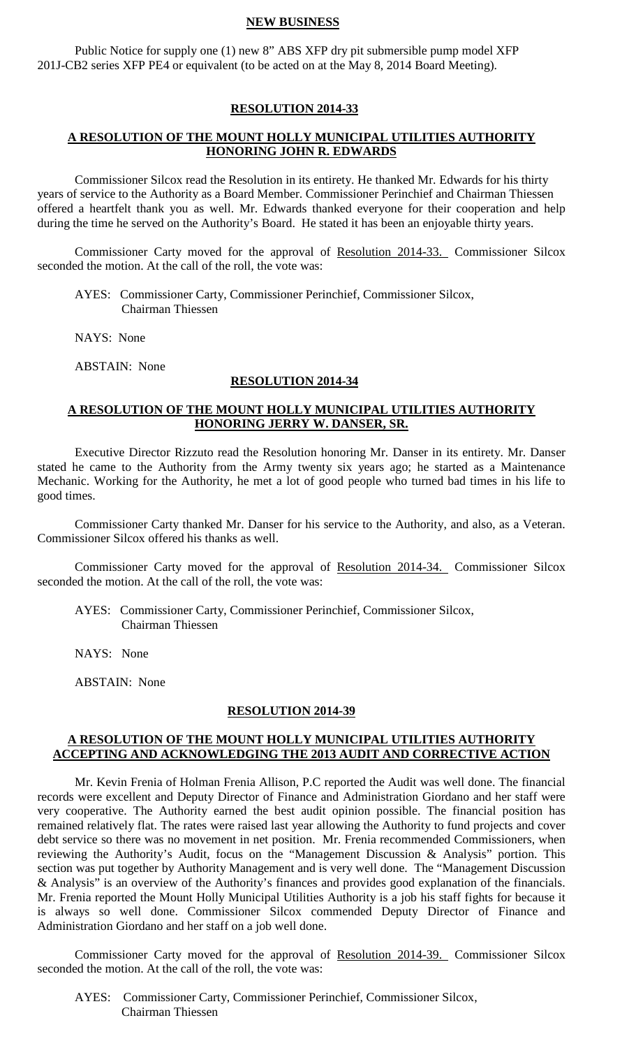**NEW BUSINESS**

Public Notice for supply one (1) new 8" ABS XFP dry pit submersible pump model XFP 201J-CB2 series XFP PE4 or equivalent (to be acted on at the May 8, 2014 Board Meeting).

**RESOLUTION 2014-33**

**A RESOLUTION OF THE MOUNT HOLLY MUNICIPAL UTILITIES AUTHORITY HONORING JOHN R. EDWARDS**

Commissioner Silcox read the Resolution in its entirety. He thanked Mr. Edwards for his thirty years of service to the Authority as a Board Member. Commissioner Perinchief and Chairman Thiessen offered a heartfelt thank you as well. Mr. Edwards thanked everyone for their cooperation and help during the time he served on the Authority's Board. He stated it has been an enjoyable thirty years.

Commissioner Carty moved for the approval of Resolution 2014-33. Commissioner Silcox seconded the motion. At the call of the roll, the vote was:

AYES: Commissioner Carty, Commissioner Perinchief, Commissioner Silcox, Chairman Thiessen

NAYS: None

ABSTAIN: None

**RESOLUTION 2014-34**

**A RESOLUTION OF THE MOUNT HOLLY MUNICIPAL UTILITIES AUTHORITY HONORING JERRY W. DANSER, SR.**

Executive Director Rizzuto read the Resolution honoring Mr. Danser in its entirety. Mr. Danser stated he came to the Authority from the Army twenty six years ago; he started as a Maintenance Mechanic. Working for the Authority, he met a lot of good people who turned bad times in his life to good times.

Commissioner Carty thanked Mr. Danser for his service to the Authority, and also, as a Veteran. Commissioner Silcox offered his thanks as well.

Commissioner Carty moved for the approval of Resolution 2014-34. Commissioner Silcox seconded the motion. At the call of the roll, the vote was:

AYES: Commissioner Carty, Commissioner Perinchief, Commissioner Silcox, Chairman Thiessen

NAYS: None

ABSTAIN: None

**RESOLUTION 2014-39**

**A RESOLUTION OF THE MOUNT HOLLY MUNICIPAL UTILITIES AUTHORITY ACCEPTING AND ACKNOWLEDGING THE 2013 AUDIT AND CORRECTIVE ACTION**

Mr. Kevin Frenia of Holman Frenia Allison, P.C reported the Audit was well done. The financial records were excellent and Deputy Director of Finance and Administration Giordano and her staff were very cooperative. The Authority earned the best audit opinion possible. The financial position has remained relatively flat. The rates were raised last year allowing the Authority to fund projects and cover debt service so there was no movement in net position. Mr. Frenia recommended Commissioners, when reviewing the Authority's Audit, focus on the "Management Discussion & Analysis" portion. This section was put together by Authority Management and is very well done. The "Management Discussion & Analysis" is an overview of the Authority's finances and provides good explanation of the financials. Mr. Frenia reported the Mount Holly Municipal Utilities Authority is a job his staff fights for because it is always so well done. Commissioner Silcox commended Deputy Director of Finance and Administration Giordano and her staff on a job well done.

Commissioner Carty moved for the approval of Resolution 2014-39. Commissioner Silcox seconded the motion. At the call of the roll, the vote was:

AYES: Commissioner Carty, Commissioner Perinchief, Commissioner Silcox, Chairman Thiessen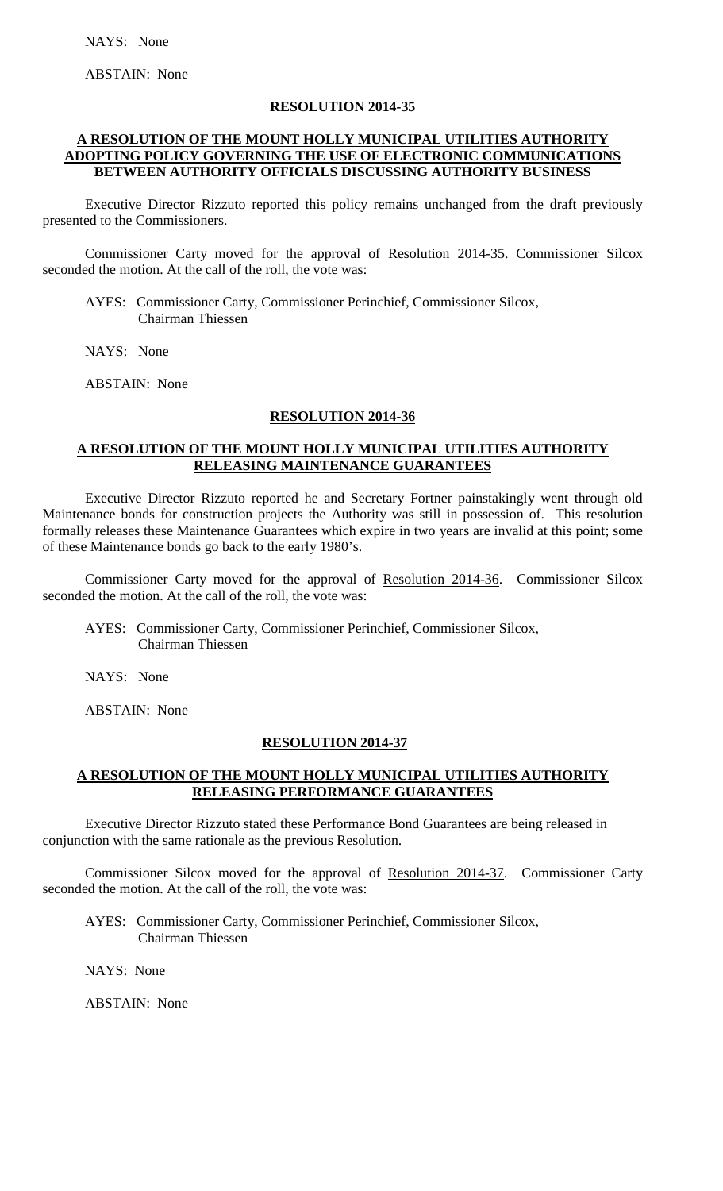NAYS: None

ABSTAIN: None

**RESOLUTION 2014-35**

**A RESOLUTION OF THE MOUNT HOLLY MUNICIPAL UTILITIES AUTHORITY ADOPTING POLICY GOVERNING THE USE OF ELECTRONIC COMMUNICATIONS BETWEEN AUTHORITY OFFICIALS DISCUSSING AUTHORITY BUSINESS**

Executive Director Rizzuto reported this policy remains unchanged from the draft previously presented to the Commissioners.

Commissioner Carty moved for the approval of Resolution 2014-35. Commissioner Silcox seconded the motion. At the call of the roll, the vote was:

AYES: Commissioner Carty, Commissioner Perinchief, Commissioner Silcox, Chairman Thiessen

NAYS: None

ABSTAIN: None

**RESOLUTION 2014-36**

**A RESOLUTION OF THE MOUNT HOLLY MUNICIPAL UTILITIES AUTHORITY RELEASING MAINTENANCE GUARANTEES**

Executive Director Rizzuto reported he and Secretary Fortner painstakingly went through old Maintenance bonds for construction projects the Authority was still in possession of. This resolution formally releases these Maintenance Guarantees which expire in two years are invalid at this point; some of these Maintenance bonds go back to the early 1980's.

Commissioner Carty moved for the approval of Resolution 2014-36. Commissioner Silcox seconded the motion. At the call of the roll, the vote was:

AYES: Commissioner Carty, Commissioner Perinchief, Commissioner Silcox, Chairman Thiessen

NAYS: None

ABSTAIN: None

**RESOLUTION 2014-37**

**A RESOLUTION OF THE MOUNT HOLLY MUNICIPAL UTILITIES AUTHORITY RELEASING PERFORMANCE GUARANTEES**

Executive Director Rizzuto stated these Performance Bond Guarantees are being released in conjunction with the same rationale as the previous Resolution.

Commissioner Silcox moved for the approval of Resolution 2014-37. Commissioner Carty seconded the motion. At the call of the roll, the vote was:

AYES: Commissioner Carty, Commissioner Perinchief, Commissioner Silcox, Chairman Thiessen

NAYS: None

ABSTAIN: None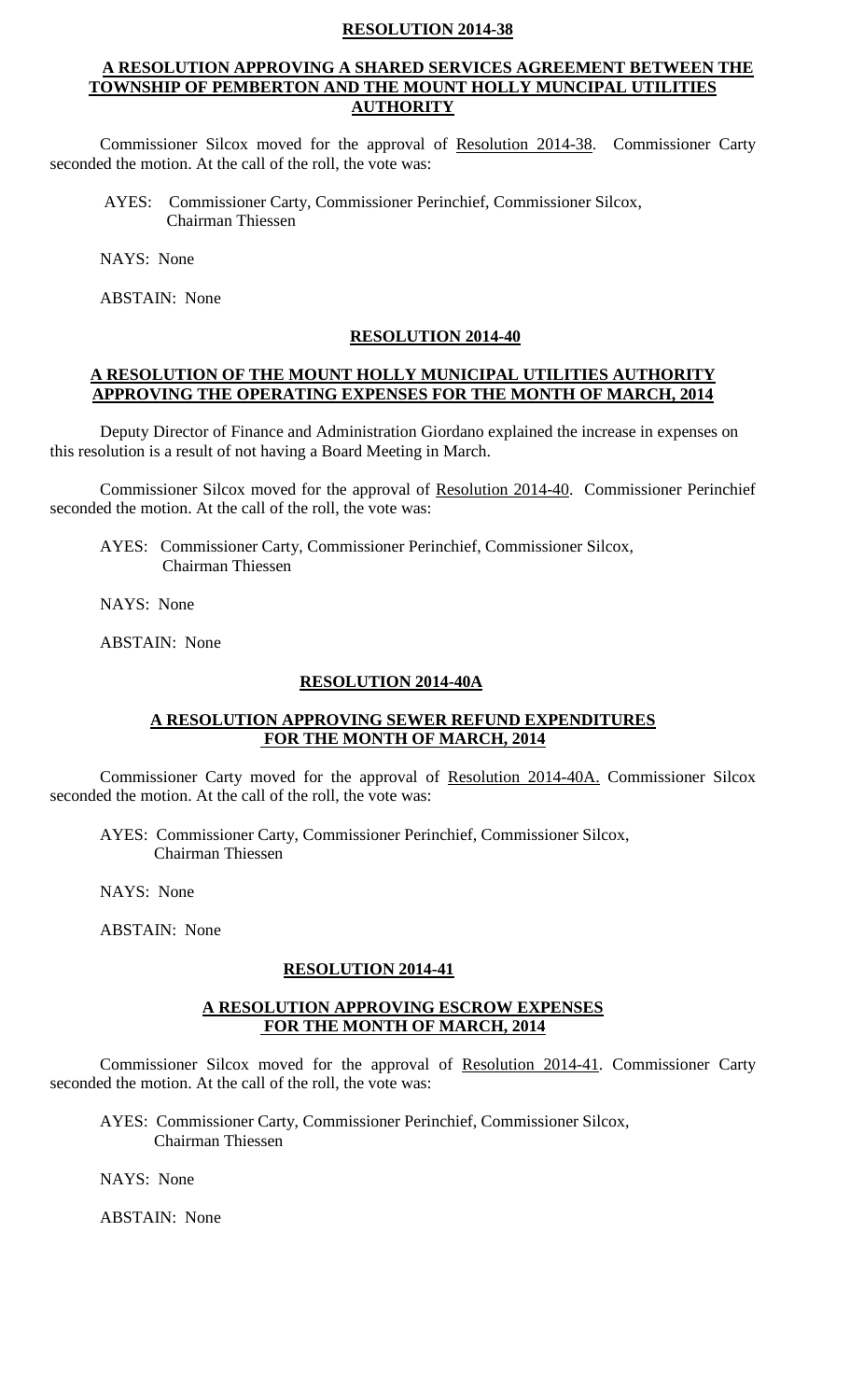**RESOLUTION 2014-38**

**A RESOLUTION APPROVING A SHARED SERVICES AGREEMENT BETWEEN THE TOWNSHIP OF PEMBERTON AND THE MOUNT HOLLY MUNCIPAL UTILITIES AUTHORITY**

Commissioner Silcox moved for the approval of Resolution 2014-38. Commissioner Carty seconded the motion. At the call of the roll, the vote was:

AYES: Commissioner Carty, Commissioner Perinchief, Commissioner Silcox, Chairman Thiessen

NAYS: None

ABSTAIN: None

**RESOLUTION 2014-40**

**A RESOLUTION OF THE MOUNT HOLLY MUNICIPAL UTILITIES AUTHORITY APPROVING THE OPERATING EXPENSES FOR THE MONTH OF MARCH, 2014**

Deputy Director of Finance and Administration Giordano explained the increase in expenses on this resolution is a result of not having a Board Meeting in March.

Commissioner Silcox moved for the approval of Resolution 2014-40. Commissioner Perinchief seconded the motion. At the call of the roll, the vote was:

AYES: Commissioner Carty, Commissioner Perinchief, Commissioner Silcox, Chairman Thiessen

NAYS: None

ABSTAIN: None

**RESOLUTION 2014-40A**

**A RESOLUTION APPROVING SEWER REFUND EXPENDITURES FOR THE MONTH OF MARCH, 2014**

Commissioner Carty moved for the approval of Resolution 2014-40A. Commissioner Silcox seconded the motion. At the call of the roll, the vote was:

AYES: Commissioner Carty, Commissioner Perinchief, Commissioner Silcox, Chairman Thiessen

NAYS: None

ABSTAIN: None

**RESOLUTION 2014-41**

**A RESOLUTION APPROVING ESCROW EXPENSES FOR THE MONTH OF MARCH, 2014**

Commissioner Silcox moved for the approval of Resolution 2014-41. Commissioner Carty seconded the motion. At the call of the roll, the vote was:

AYES: Commissioner Carty, Commissioner Perinchief, Commissioner Silcox, Chairman Thiessen

NAYS: None

ABSTAIN: None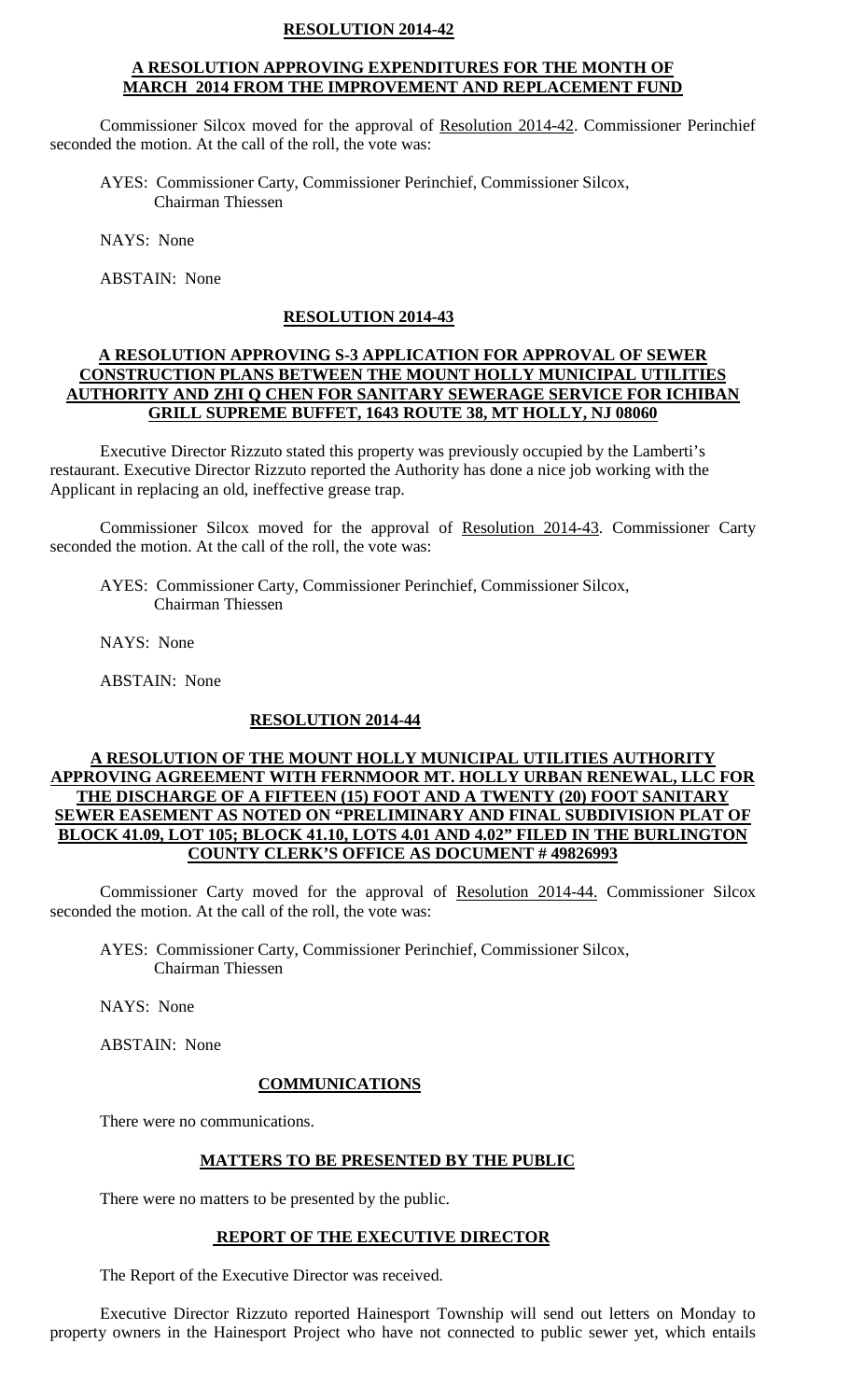**RESOLUTION 2014-42**

**A RESOLUTION APPROVING EXPENDITURES FOR THE MONTH OF MARCH 2014 FROM THE IMPROVEMENT AND REPLACEMENT FUND**

Commissioner Silcox moved for the approval of Resolution 2014-42. Commissioner Perinchief seconded the motion. At the call of the roll, the vote was:

AYES: Commissioner Carty, Commissioner Perinchief, Commissioner Silcox, Chairman Thiessen

NAYS: None

ABSTAIN: None

**RESOLUTION 2014-43**

**A RESOLUTION APPROVING S-3 APPLICATION FOR APPROVAL OF SEWER CONSTRUCTION PLANS BETWEEN THE MOUNT HOLLY MUNICIPAL UTILITIES AUTHORITY AND ZHI Q CHEN FOR SANITARY SEWERAGE SERVICE FOR ICHIBAN GRILL SUPREME BUFFET, 1643 ROUTE 38, MT HOLLY, NJ 08060**

Executive Director Rizzuto stated this property was previously occupied by the Lamberti's restaurant. Executive Director Rizzuto reported the Authority has done a nice job working with the Applicant in replacing an old, ineffective grease trap.

Commissioner Silcox moved for the approval of Resolution 2014-43. Commissioner Carty seconded the motion. At the call of the roll, the vote was:

AYES: Commissioner Carty, Commissioner Perinchief, Commissioner Silcox, Chairman Thiessen

NAYS: None

ABSTAIN: None

**RESOLUTION 2014-44**

**A RESOLUTION OF THE MOUNT HOLLY MUNICIPAL UTILITIES AUTHORITY APPROVING AGREEMENT WITH FERNMOOR MT. HOLLY URBAN RENEWAL, LLC FOR THE DISCHARGE OF A FIFTEEN (15) FOOT AND A TWENTY (20) FOOT SANITARY SEWER EASEMENT AS NOTED ON "PRELIMINARY AND FINAL SUBDIVISION PLAT OF BLOCK 41.09, LOT 105; BLOCK 41.10, LOTS 4.01 AND 4.02" FILED IN THE BURLINGTON COUNTY CLERK'S OFFICE AS DOCUMENT # 49826993**

Commissioner Carty moved for the approval of Resolution 2014-44. Commissioner Silcox seconded the motion. At the call of the roll, the vote was:

AYES: Commissioner Carty, Commissioner Perinchief, Commissioner Silcox, Chairman Thiessen

NAYS: None

ABSTAIN: None

**COMMUNICATIONS**

There were no communications.

**MATTERS TO BE PRESENTED BY THE PUBLIC**

There were no matters to be presented by the public.

**REPORT OF THE EXECUTIVE DIRECTOR**

The Report of the Executive Director was received.

Executive Director Rizzuto reported Hainesport Township will send out letters on Monday to property owners in the Hainesport Project who have not connected to public sewer yet, which entails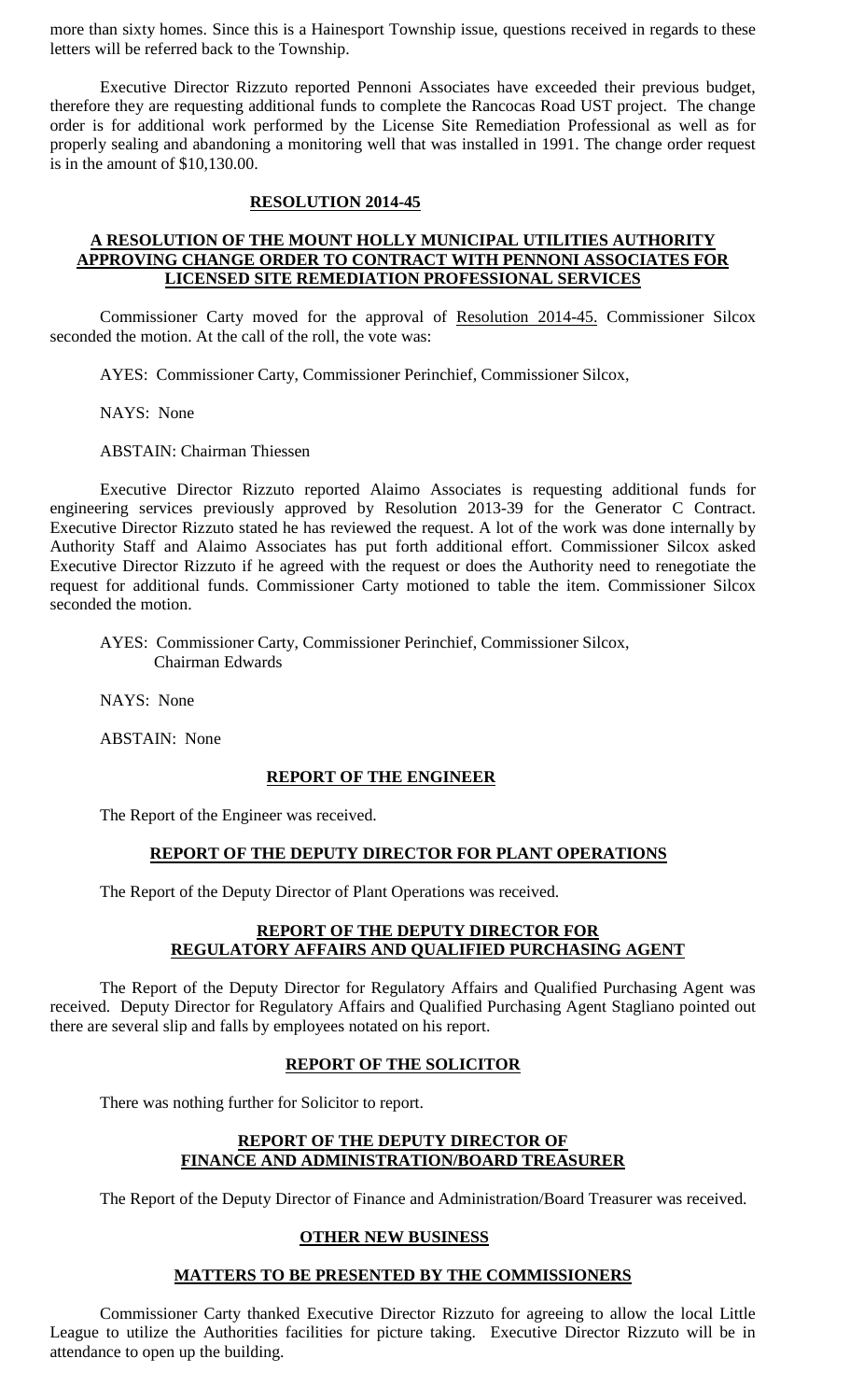more than sixty homes. Since this is a Hainesport Township issue, questions received in regards to these letters will be referred back to the Township.

Executive Director Rizzuto reported Pennoni Associates have exceeded their previous budget, therefore they are requesting additional funds to complete the Rancocas Road UST project. The change order is for additional work performed by the License Site Remediation Professional as well as for properly sealing and abandoning a monitoring well that was installed in 1991. The change order request is in the amount of $10,130.00.

**RESOLUTION 2014-45**

**A RESOLUTION OF THE MOUNT HOLLY MUNICIPAL UTILITIES AUTHORITY APPROVING CHANGE ORDER TO CONTRACT WITH PENNONI ASSOCIATES FOR LICENSED SITE REMEDIATION PROFESSIONAL SERVICES**

Commissioner Carty moved for the approval of Resolution 2014-45. Commissioner Silcox seconded the motion. At the call of the roll, the vote was:

AYES: Commissioner Carty, Commissioner Perinchief, Commissioner Silcox,

NAYS: None

ABSTAIN: Chairman Thiessen

Executive Director Rizzuto reported Alaimo Associates is requesting additional funds for engineering services previously approved by Resolution 2013-39 for the Generator C Contract. Executive Director Rizzuto stated he has reviewed the request. A lot of the work was done internally by Authority Staff and Alaimo Associates has put forth additional effort. Commissioner Silcox asked Executive Director Rizzuto if he agreed with the request or does the Authority need to renegotiate the request for additional funds. Commissioner Carty motioned to table the item. Commissioner Silcox seconded the motion.

AYES: Commissioner Carty, Commissioner Perinchief, Commissioner Silcox, Chairman Edwards

NAYS: None

ABSTAIN: None

**REPORT OF THE ENGINEER**

The Report of the Engineer was received.

**REPORT OF THE DEPUTY DIRECTOR FOR PLANT OPERATIONS**

The Report of the Deputy Director of Plant Operations was received.

**REPORT OF THE DEPUTY DIRECTOR FOR REGULATORY AFFAIRS AND QUALIFIED PURCHASING AGENT**

The Report of the Deputy Director for Regulatory Affairs and Qualified Purchasing Agent was received. Deputy Director for Regulatory Affairs and Qualified Purchasing Agent Stagliano pointed out there are several slip and falls by employees notated on his report.

**REPORT OF THE SOLICITOR**

There was nothing further for Solicitor to report.

**REPORT OF THE DEPUTY DIRECTOR OF FINANCE AND ADMINISTRATION/BOARD TREASURER**

The Report of the Deputy Director of Finance and Administration/Board Treasurer was received.

**OTHER NEW BUSINESS**

**MATTERS TO BE PRESENTED BY THE COMMISSIONERS**

Commissioner Carty thanked Executive Director Rizzuto for agreeing to allow the local Little League to utilize the Authorities facilities for picture taking. Executive Director Rizzuto will be in attendance to open up the building.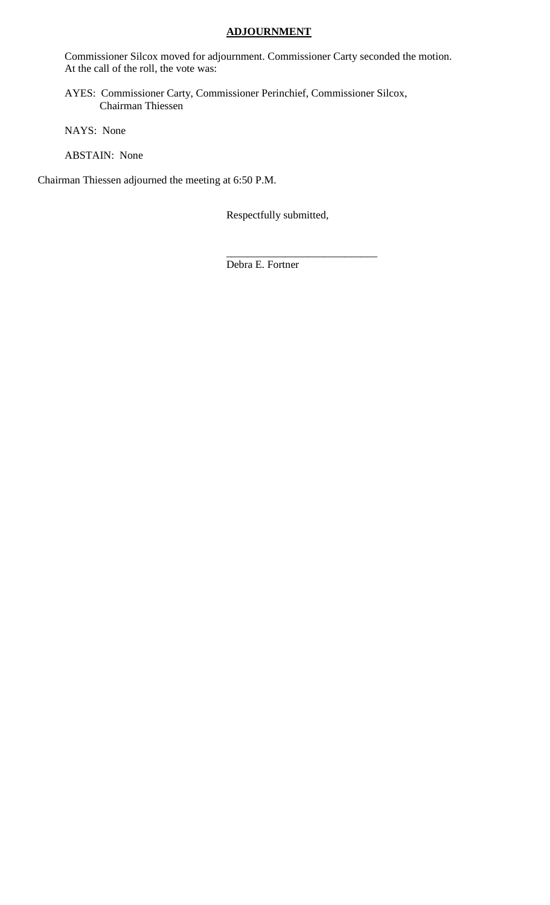## ADJOURNMENT

Commissioner Silcox moved for adjournment. Commissioner Carty seconded the motion. At the call of the roll, the vote was:

AYES: Commissioner Carty, Commissioner Perinchief, Commissioner Silcox, Chairman Thiessen

NAYS: None

ABSTAIN: None

Chairman Thiessen adjourned the meeting at 6:50 P.M.

Respectfully submitted,

____________________________

Debra E. Fortner